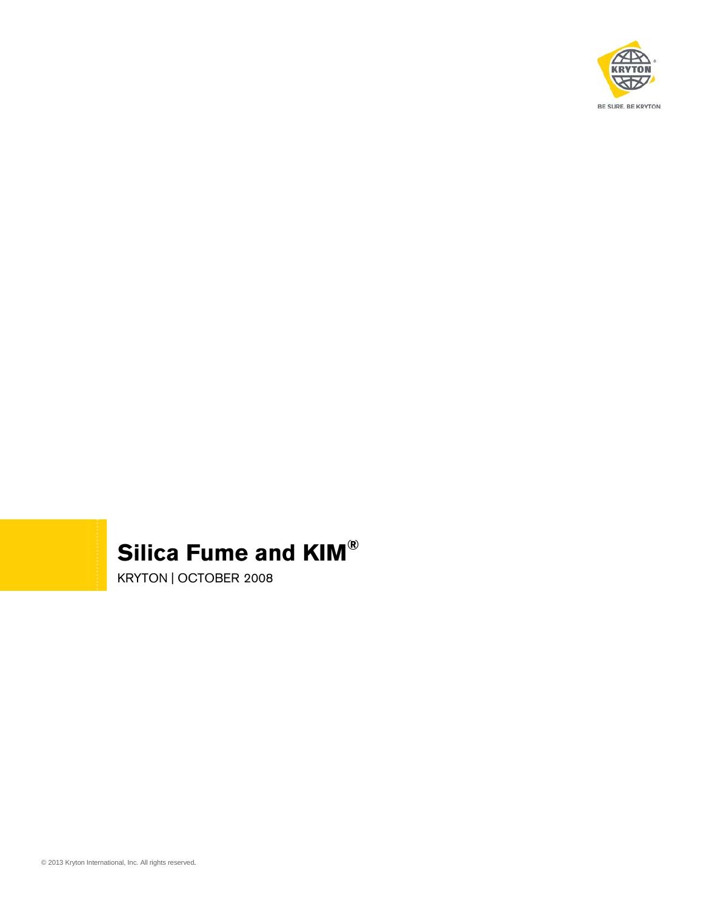# Silica Fume and KIM®

KRYTON | OCTOBER 2008

© 2013 Kryton International, Inc. All rights reserved.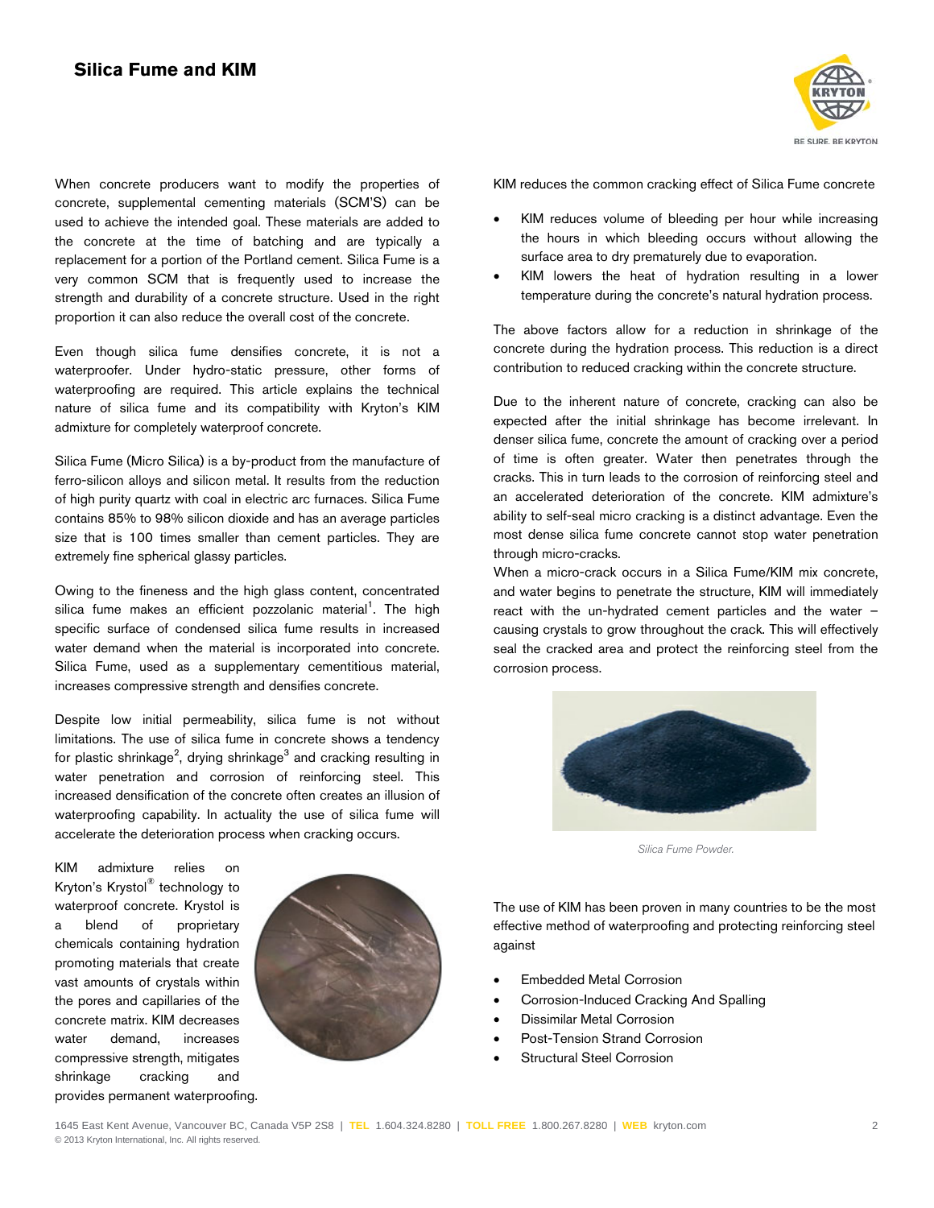## Silica Fume and KIM

When concrete producers want to modify the properties of concrete, supplemental cementing materials (SCM'S) can be used to achieve the intended goal. These materials are added to the concrete at the time of batching and are typically a replacement for a portion of the Portland cement. Silica Fume is a very common SCM that is frequently used to increase the strength and durability of a concrete structure. Used in the right proportion it can also reduce the overall cost of the concrete.

Even though silica fume densifies concrete, it is not a waterproofer. Under hydro-static pressure, other forms of waterproofing are required. This article explains the technical nature of silica fume and its compatibility with Kryton's KIM admixture for completely waterproof concrete.

Silica Fume (Micro Silica) is a by-product from the manufacture of ferro-silicon alloys and silicon metal. It results from the reduction of high purity quartz with coal in electric arc furnaces. Silica Fume contains 85% to 98% silicon dioxide and has an average particles size that is 100 times smaller than cement particles. They are extremely fine spherical glassy particles.

Owing to the fineness and the high glass content, concentrated silica fume makes an efficient pozzolanic material[1]. The high specific surface of condensed silica fume results in increased water demand when the material is incorporated into concrete. Silica Fume, used as a supplementary cementitious material, increases compressive strength and densifies concrete.

Despite low initial permeability, silica fume is not without limitations. The use of silica fume in concrete shows a tendency for plastic shrinkage[2], drying shrinkage[3] and cracking resulting in water penetration and corrosion of reinforcing steel. This increased densification of the concrete often creates an illusion of waterproofing capability. In actuality the use of silica fume will accelerate the deterioration process when cracking occurs.

KIM admixture relies on Kryton's Krystol® technology to waterproof concrete. Krystol is a blend of proprietary chemicals containing hydration promoting materials that create vast amounts of crystals within the pores and capillaries of the concrete matrix. KIM decreases water demand, increases compressive strength, mitigates shrinkage cracking and provides permanent waterproofing.

KIM reduces the common cracking effect of Silica Fume concrete

- KIM reduces volume of bleeding per hour while increasing the hours in which bleeding occurs without allowing the surface area to dry prematurely due to evaporation.
- KIM lowers the heat of hydration resulting in a lower temperature during the concrete's natural hydration process.

The above factors allow for a reduction in shrinkage of the concrete during the hydration process. This reduction is a direct contribution to reduced cracking within the concrete structure.

Due to the inherent nature of concrete, cracking can also be expected after the initial shrinkage has become irrelevant. In denser silica fume, concrete the amount of cracking over a period of time is often greater. Water then penetrates through the cracks. This in turn leads to the corrosion of reinforcing steel and an accelerated deterioration of the concrete. KIM admixture's ability to self-seal micro cracking is a distinct advantage. Even the most dense silica fume concrete cannot stop water penetration through micro-cracks.

When a micro-crack occurs in a Silica Fume/KIM mix concrete, and water begins to penetrate the structure, KIM will immediately react with the un-hydrated cement particles and the water – causing crystals to grow throughout the crack. This will effectively seal the cracked area and protect the reinforcing steel from the corrosion process.

*Silica Fume Powder.*

The use of KIM has been proven in many countries to be the most effective method of waterproofing and protecting reinforcing steel against

- Embedded Metal Corrosion
- Corrosion-Induced Cracking And Spalling
- Dissimilar Metal Corrosion
- Post-Tension Strand Corrosion
- Structural Steel Corrosion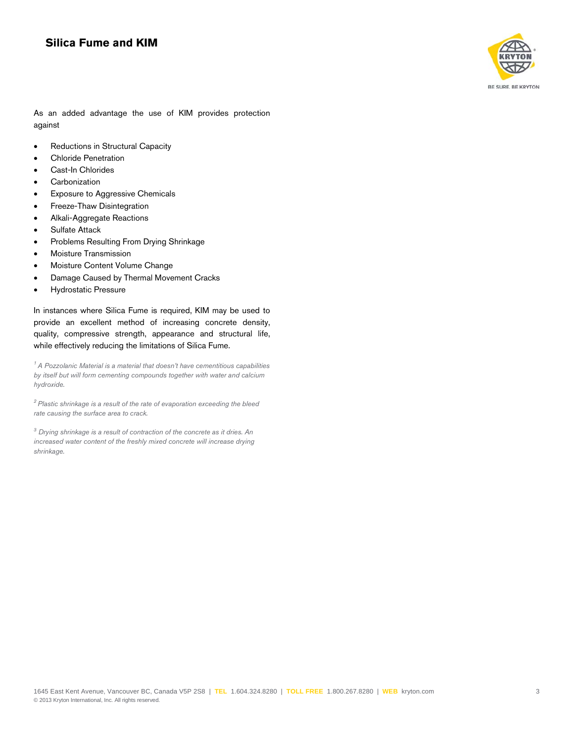As an added advantage the use of KIM provides protection against

- Reductions in Structural Capacity
- Chloride Penetration
- Cast-In Chlorides
- Carbonization
- Exposure to Aggressive Chemicals
- Freeze-Thaw Disintegration
- Alkali-Aggregate Reactions
- Sulfate Attack
- Problems Resulting From Drying Shrinkage
- Moisture Transmission
- Moisture Content Volume Change
- Damage Caused by Thermal Movement Cracks
- Hydrostatic Pressure

In instances where Silica Fume is required, KIM may be used to provide an excellent method of increasing concrete density, quality, compressive strength, appearance and structural life, while effectively reducing the limitations of Silica Fume.

*[1] A Pozzolanic Material is a material that doesn't have cementitious capabilities by itself but will form cementing compounds together with water and calcium hydroxide.*

*[2] Plastic shrinkage is a result of the rate of evaporation exceeding the bleed rate causing the surface area to crack.*

*[3] Drying shrinkage is a result of contraction of the concrete as it dries. An increased water content of the freshly mixed concrete will increase drying shrinkage.*